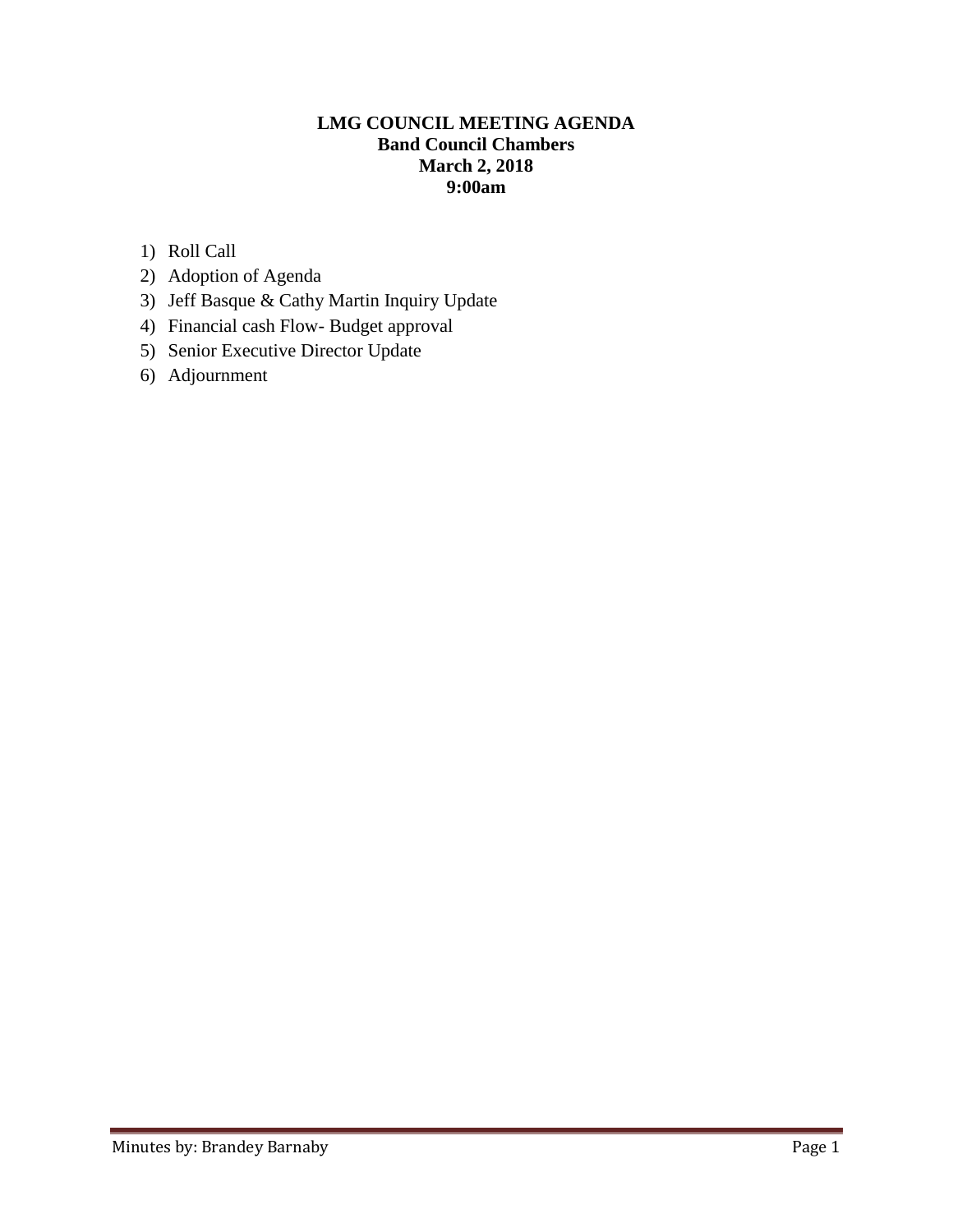**LMG COUNCIL MEETING AGENDA**
**Band Council Chambers**
**March 2, 2018**
**9:00am**

1) Roll Call
2) Adoption of Agenda
3) Jeff Basque & Cathy Martin Inquiry Update
4) Financial cash Flow- Budget approval
5) Senior Executive Director Update
6) Adjournment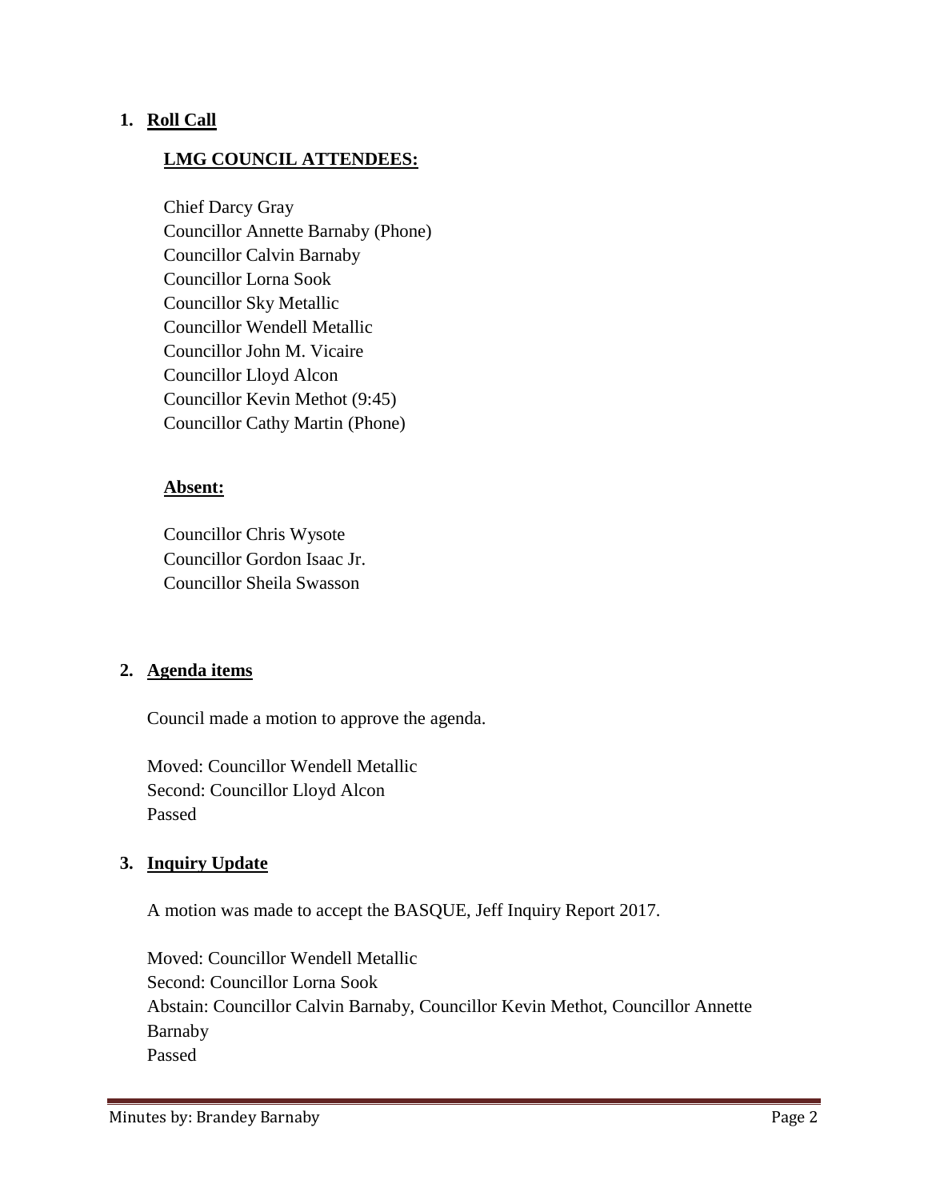## 1. Roll Call

### LMG COUNCIL ATTENDEES:

Chief Darcy Gray
Councillor Annette Barnaby (Phone)
Councillor Calvin Barnaby
Councillor Lorna Sook
Councillor Sky Metallic
Councillor Wendell Metallic
Councillor John M. Vicaire
Councillor Lloyd Alcon
Councillor Kevin Methot (9:45)
Councillor Cathy Martin (Phone)

### Absent:

Councillor Chris Wysote
Councillor Gordon Isaac Jr.
Councillor Sheila Swasson

## 2. Agenda items

Council made a motion to approve the agenda.

Moved: Councillor Wendell Metallic
Second: Councillor Lloyd Alcon
Passed

## 3. Inquiry Update

A motion was made to accept the BASQUE, Jeff Inquiry Report 2017.

Moved: Councillor Wendell Metallic
Second: Councillor Lorna Sook
Abstain: Councillor Calvin Barnaby, Councillor Kevin Methot, Councillor Annette Barnaby
Passed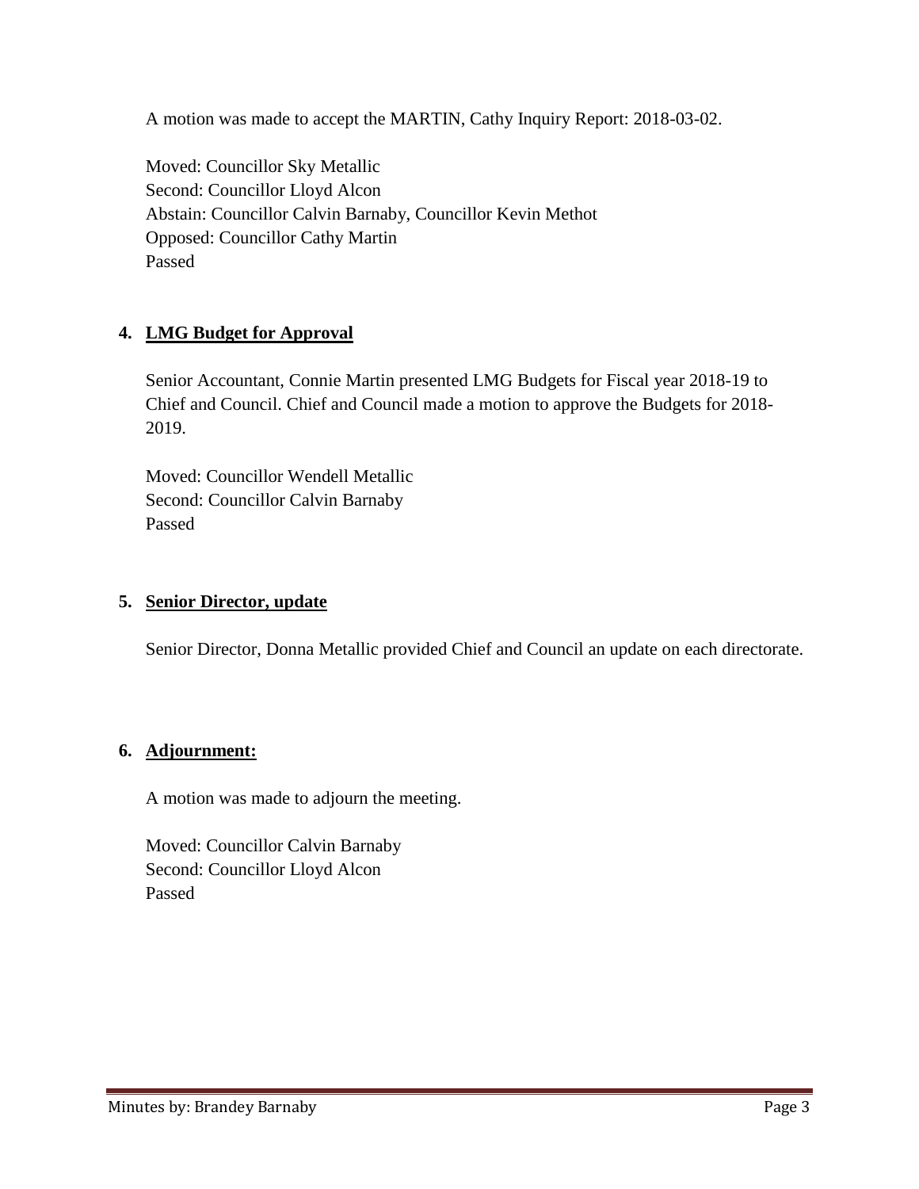A motion was made to accept the MARTIN, Cathy Inquiry Report: 2018-03-02.

Moved: Councillor Sky Metallic
Second: Councillor Lloyd Alcon
Abstain: Councillor Calvin Barnaby, Councillor Kevin Methot
Opposed: Councillor Cathy Martin
Passed

4. **<u>LMG Budget for Approval</u>**

Senior Accountant, Connie Martin presented LMG Budgets for Fiscal year 2018-19 to Chief and Council. Chief and Council made a motion to approve the Budgets for 2018-2019.

Moved: Councillor Wendell Metallic
Second: Councillor Calvin Barnaby
Passed

5. **<u>Senior Director, update</u>**

Senior Director, Donna Metallic provided Chief and Council an update on each directorate.

6. **<u>Adjournment:</u>**

A motion was made to adjourn the meeting.

Moved: Councillor Calvin Barnaby
Second: Councillor Lloyd Alcon
Passed

Minutes by: Brandey Barnaby